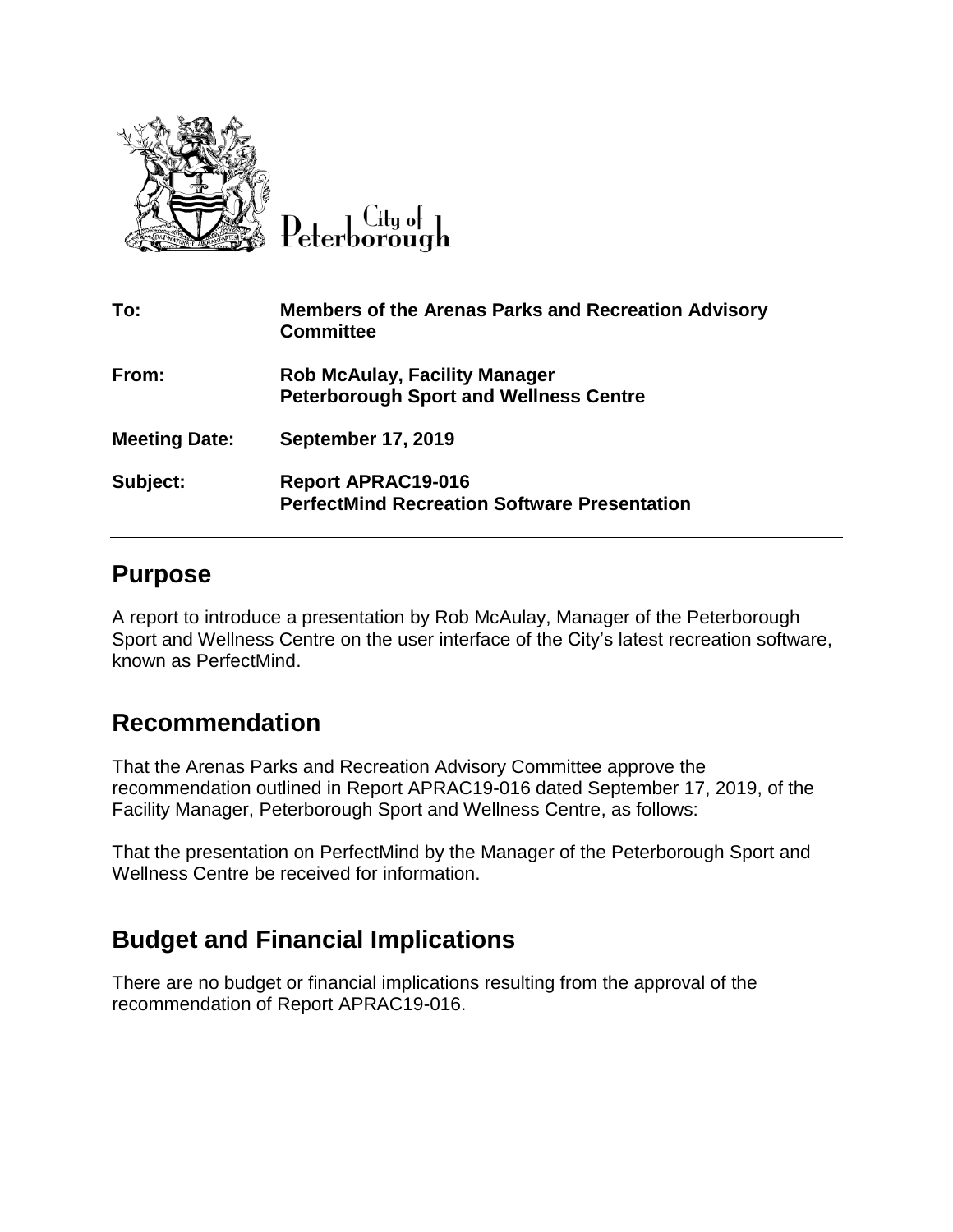City of Peterborough

| To: | Members of the Arenas Parks and Recreation Advisory Committee |
| --- | --- |
| From: | Rob McAulay, Facility Manager<br>Peterborough Sport and Wellness Centre |
| Meeting Date: | September 17, 2019 |
| Subject: | Report APRAC19-016<br>PerfectMind Recreation Software Presentation |

## Purpose

A report to introduce a presentation by Rob McAulay, Manager of the Peterborough Sport and Wellness Centre on the user interface of the City's latest recreation software, known as PerfectMind.

## Recommendation

That the Arenas Parks and Recreation Advisory Committee approve the recommendation outlined in Report APRAC19-016 dated September 17, 2019, of the Facility Manager, Peterborough Sport and Wellness Centre, as follows:

That the presentation on PerfectMind by the Manager of the Peterborough Sport and Wellness Centre be received for information.

## Budget and Financial Implications

There are no budget or financial implications resulting from the approval of the recommendation of Report APRAC19-016.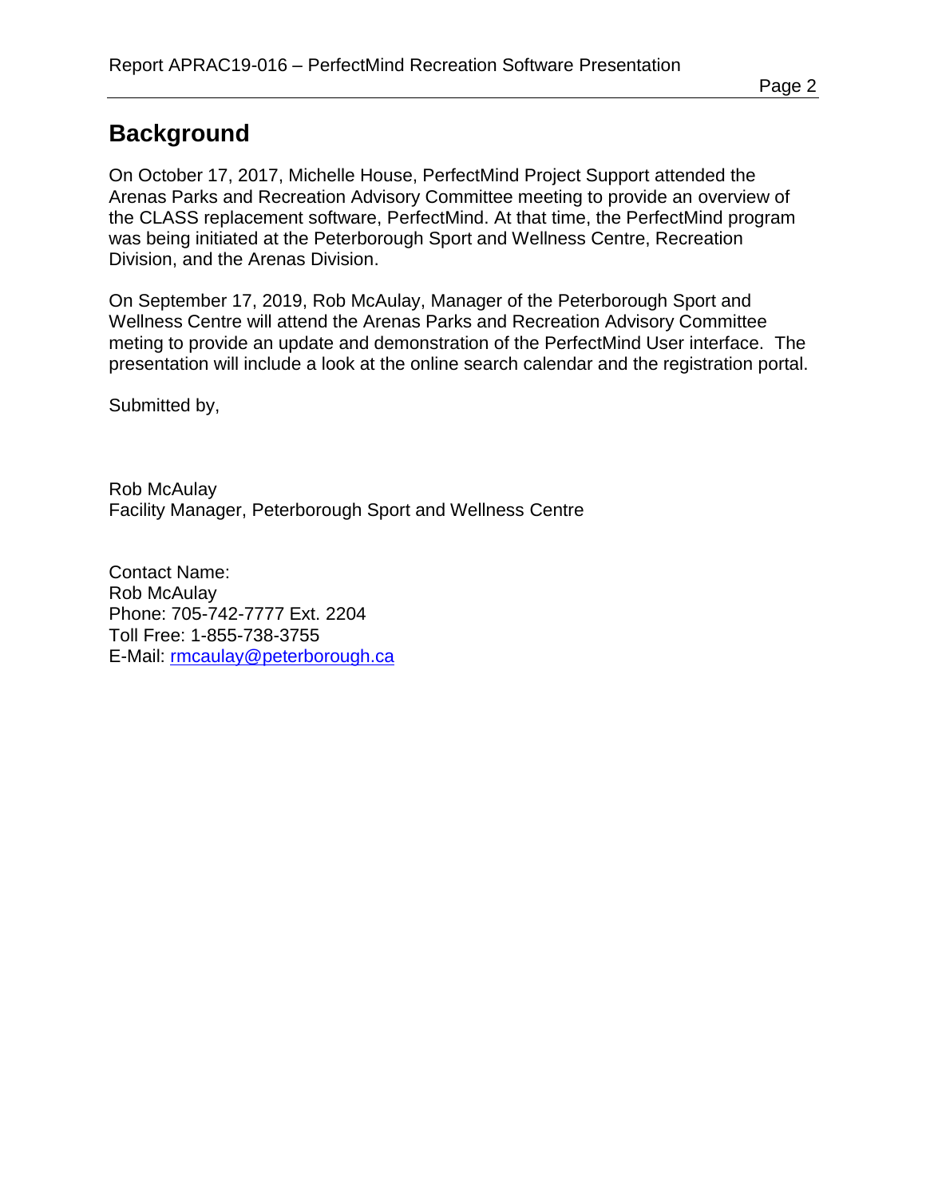## Background

On October 17, 2017, Michelle House, PerfectMind Project Support attended the Arenas Parks and Recreation Advisory Committee meeting to provide an overview of the CLASS replacement software, PerfectMind. At that time, the PerfectMind program was being initiated at the Peterborough Sport and Wellness Centre, Recreation Division, and the Arenas Division.

On September 17, 2019, Rob McAulay, Manager of the Peterborough Sport and Wellness Centre will attend the Arenas Parks and Recreation Advisory Committee meting to provide an update and demonstration of the PerfectMind User interface. The presentation will include a look at the online search calendar and the registration portal.

Submitted by,

Rob McAulay
Facility Manager, Peterborough Sport and Wellness Centre

Contact Name:
Rob McAulay
Phone: 705-742-7777 Ext. 2204
Toll Free: 1-855-738-3755
E-Mail: rmcaulay@peterborough.ca